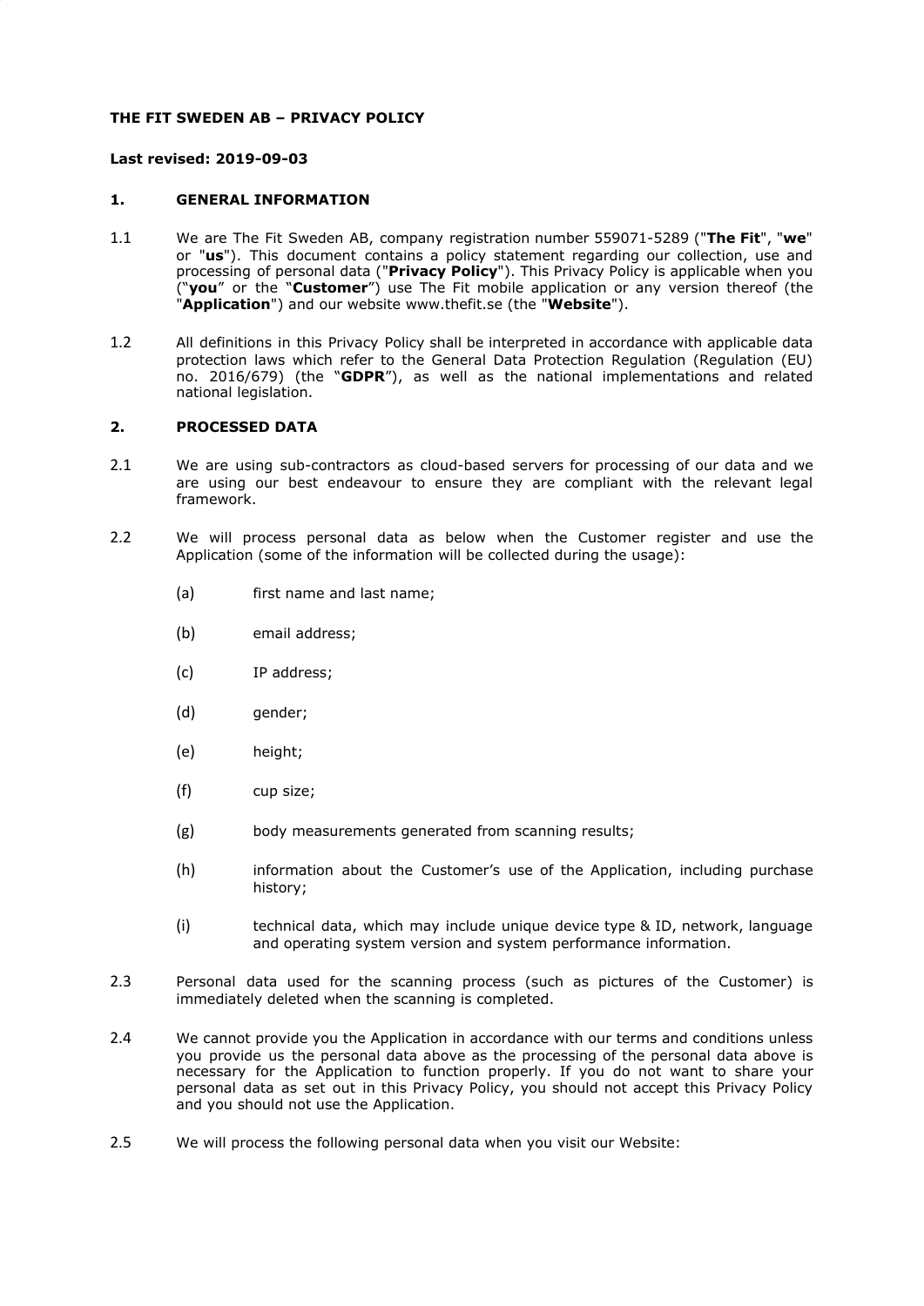**THE FIT SWEDEN AB – PRIVACY POLICY**

**Last revised: 2019-09-03**

## 1. GENERAL INFORMATION

1.1 We are The Fit Sweden AB, company registration number 559071-5289 ("**The Fit**", "**we**" or "**us**"). This document contains a policy statement regarding our collection, use and processing of personal data ("**Privacy Policy**"). This Privacy Policy is applicable when you ("**you**" or the "**Customer**") use The Fit mobile application or any version thereof (the "**Application**") and our website www.thefit.se (the "**Website**").

1.2 All definitions in this Privacy Policy shall be interpreted in accordance with applicable data protection laws which refer to the General Data Protection Regulation (Regulation (EU) no. 2016/679) (the "**GDPR**"), as well as the national implementations and related national legislation.

## 2. PROCESSED DATA

2.1 We are using sub-contractors as cloud-based servers for processing of our data and we are using our best endeavour to ensure they are compliant with the relevant legal framework.

2.2 We will process personal data as below when the Customer register and use the Application (some of the information will be collected during the usage):

(a) first name and last name;

(b) email address;

(c) IP address;

(d) gender;

(e) height;

(f) cup size;

(g) body measurements generated from scanning results;

(h) information about the Customer's use of the Application, including purchase history;

(i) technical data, which may include unique device type & ID, network, language and operating system version and system performance information.

2.3 Personal data used for the scanning process (such as pictures of the Customer) is immediately deleted when the scanning is completed.

2.4 We cannot provide you the Application in accordance with our terms and conditions unless you provide us the personal data above as the processing of the personal data above is necessary for the Application to function properly. If you do not want to share your personal data as set out in this Privacy Policy, you should not accept this Privacy Policy and you should not use the Application.

2.5 We will process the following personal data when you visit our Website: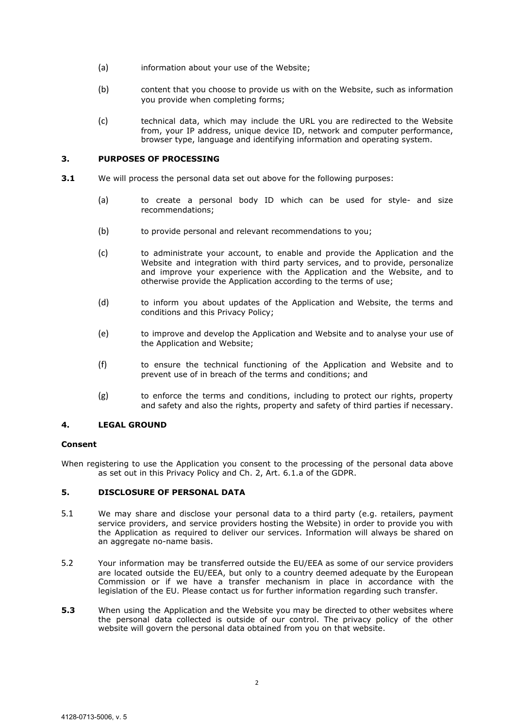(a) information about your use of the Website;

(b) content that you choose to provide us with on the Website, such as information you provide when completing forms;

(c) technical data, which may include the URL you are redirected to the Website from, your IP address, unique device ID, network and computer performance, browser type, language and identifying information and operating system.

## 3. PURPOSES OF PROCESSING

**3.1** We will process the personal data set out above for the following purposes:

(a) to create a personal body ID which can be used for style- and size recommendations;

(b) to provide personal and relevant recommendations to you;

(c) to administrate your account, to enable and provide the Application and the Website and integration with third party services, and to provide, personalize and improve your experience with the Application and the Website, and to otherwise provide the Application according to the terms of use;

(d) to inform you about updates of the Application and Website, the terms and conditions and this Privacy Policy;

(e) to improve and develop the Application and Website and to analyse your use of the Application and Website;

(f) to ensure the technical functioning of the Application and Website and to prevent use of in breach of the terms and conditions; and

(g) to enforce the terms and conditions, including to protect our rights, property and safety and also the rights, property and safety of third parties if necessary.

## 4. LEGAL GROUND

**Consent**

When registering to use the Application you consent to the processing of the personal data above as set out in this Privacy Policy and Ch. 2, Art. 6.1.a of the GDPR.

## 5. DISCLOSURE OF PERSONAL DATA

5.1 We may share and disclose your personal data to a third party (e.g. retailers, payment service providers, and service providers hosting the Website) in order to provide you with the Application as required to deliver our services. Information will always be shared on an aggregate no-name basis.

5.2 Your information may be transferred outside the EU/EEA as some of our service providers are located outside the EU/EEA, but only to a country deemed adequate by the European Commission or if we have a transfer mechanism in place in accordance with the legislation of the EU. Please contact us for further information regarding such transfer.

**5.3** When using the Application and the Website you may be directed to other websites where the personal data collected is outside of our control. The privacy policy of the other website will govern the personal data obtained from you on that website.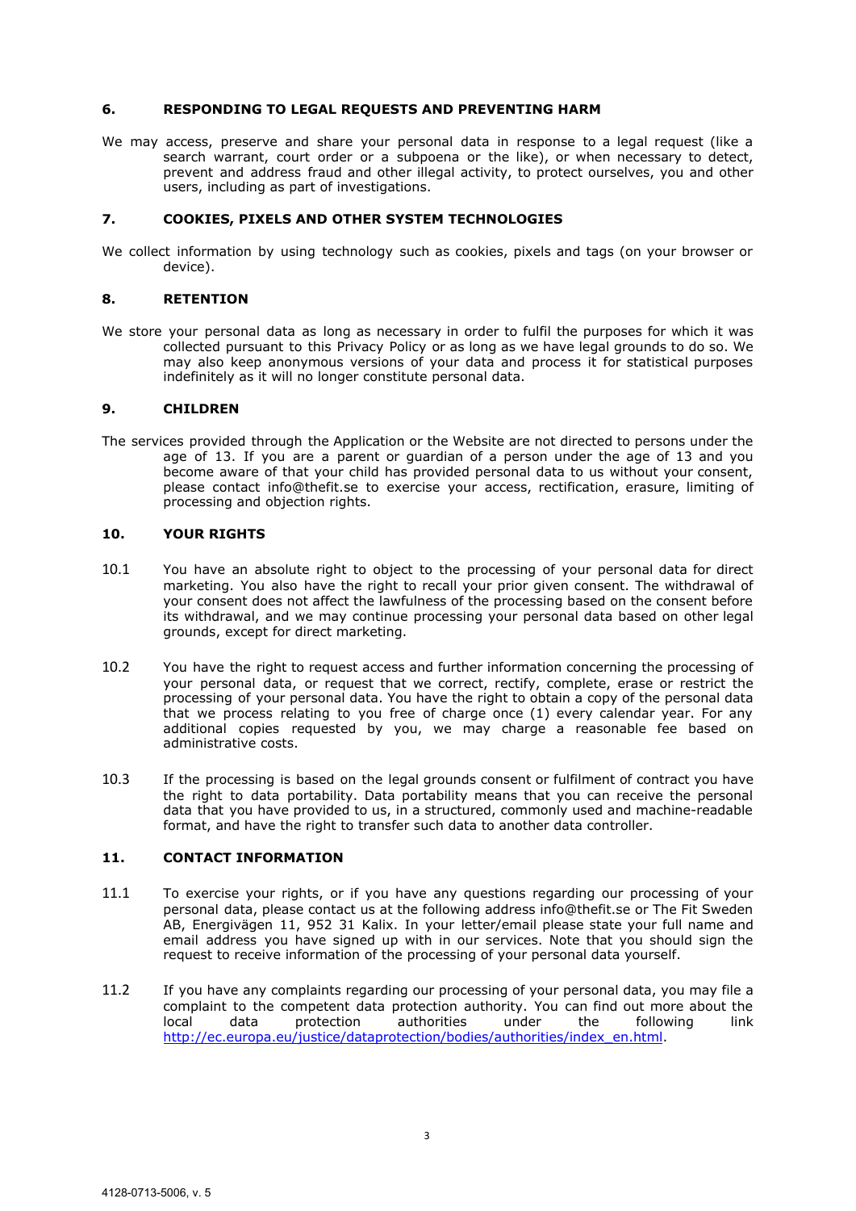## 6. RESPONDING TO LEGAL REQUESTS AND PREVENTING HARM

We may access, preserve and share your personal data in response to a legal request (like a search warrant, court order or a subpoena or the like), or when necessary to detect, prevent and address fraud and other illegal activity, to protect ourselves, you and other users, including as part of investigations.

## 7. COOKIES, PIXELS AND OTHER SYSTEM TECHNOLOGIES

We collect information by using technology such as cookies, pixels and tags (on your browser or device).

## 8. RETENTION

We store your personal data as long as necessary in order to fulfil the purposes for which it was collected pursuant to this Privacy Policy or as long as we have legal grounds to do so. We may also keep anonymous versions of your data and process it for statistical purposes indefinitely as it will no longer constitute personal data.

## 9. CHILDREN

The services provided through the Application or the Website are not directed to persons under the age of 13. If you are a parent or guardian of a person under the age of 13 and you become aware of that your child has provided personal data to us without your consent, please contact info@thefit.se to exercise your access, rectification, erasure, limiting of processing and objection rights.

## 10. YOUR RIGHTS

10.1 You have an absolute right to object to the processing of your personal data for direct marketing. You also have the right to recall your prior given consent. The withdrawal of your consent does not affect the lawfulness of the processing based on the consent before its withdrawal, and we may continue processing your personal data based on other legal grounds, except for direct marketing.

10.2 You have the right to request access and further information concerning the processing of your personal data, or request that we correct, rectify, complete, erase or restrict the processing of your personal data. You have the right to obtain a copy of the personal data that we process relating to you free of charge once (1) every calendar year. For any additional copies requested by you, we may charge a reasonable fee based on administrative costs.

10.3 If the processing is based on the legal grounds consent or fulfilment of contract you have the right to data portability. Data portability means that you can receive the personal data that you have provided to us, in a structured, commonly used and machine-readable format, and have the right to transfer such data to another data controller.

## 11. CONTACT INFORMATION

11.1 To exercise your rights, or if you have any questions regarding our processing of your personal data, please contact us at the following address info@thefit.se or The Fit Sweden AB, Energivägen 11, 952 31 Kalix. In your letter/email please state your full name and email address you have signed up with in our services. Note that you should sign the request to receive information of the processing of your personal data yourself.

11.2 If you have any complaints regarding our processing of your personal data, you may file a complaint to the competent data protection authority. You can find out more about the local data protection authorities under the following link [http://ec.europa.eu/justice/dataprotection/bodies/authorities/index_en.html](http://ec.europa.eu/justice/dataprotection/bodies/authorities/index_en.html).

4128-0713-5006, v. 5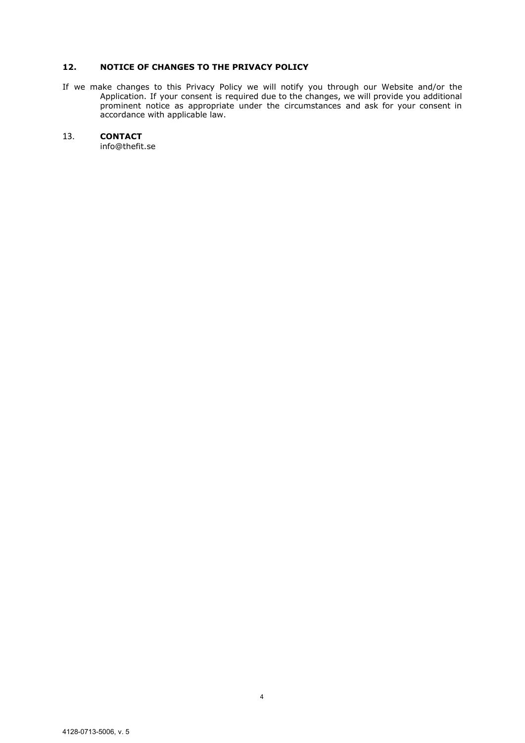## 12. NOTICE OF CHANGES TO THE PRIVACY POLICY

If we make changes to this Privacy Policy we will notify you through our Website and/or the Application. If your consent is required due to the changes, we will provide you additional prominent notice as appropriate under the circumstances and ask for your consent in accordance with applicable law.

## 13. CONTACT

info@thefit.se

4128-0713-5006, v. 5